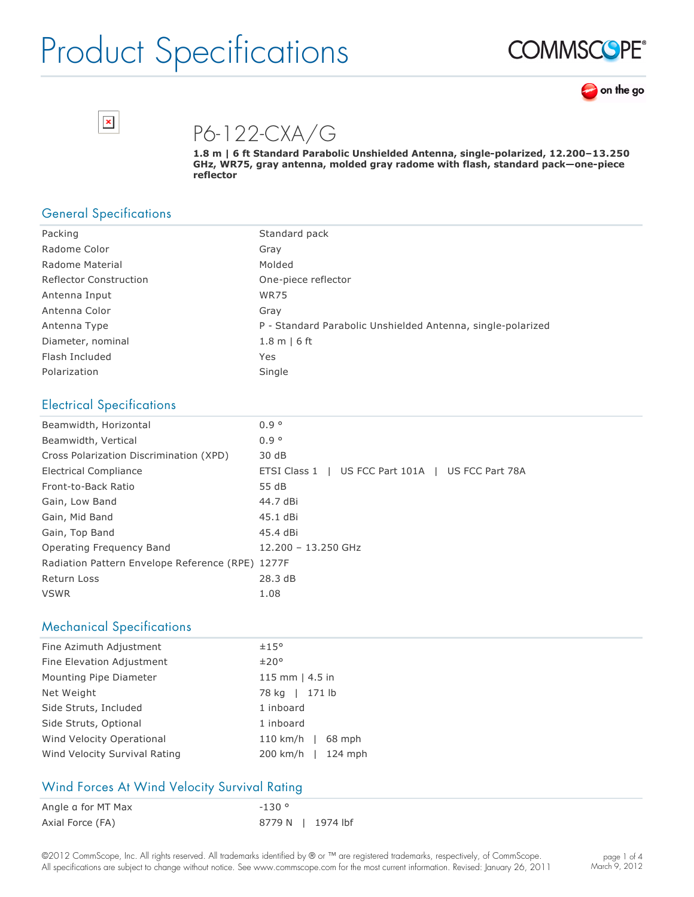# Product Specifications

COMMSCOPE®

on the go

## P6-122-CXA/G

**1.8 m | 6 ft Standard Parabolic Unshielded Antenna, single-polarized, 12.200–13.250 GHz, WR75, gray antenna, molded gray radome with flash, standard pack—one-piece reflector**

## General Specifications

| | |
|---|---|
| Packing | Standard pack |
| Radome Color | Gray |
| Radome Material | Molded |
| Reflector Construction | One-piece reflector |
| Antenna Input | WR75 |
| Antenna Color | Gray |
| Antenna Type | P - Standard Parabolic Unshielded Antenna, single-polarized |
| Diameter, nominal | 1.8 m \| 6 ft |
| Flash Included | Yes |
| Polarization | Single |

## Electrical Specifications

| | |
|---|---|
| Beamwidth, Horizontal | 0.9 ° |
| Beamwidth, Vertical | 0.9 ° |
| Cross Polarization Discrimination (XPD) | 30 dB |
| Electrical Compliance | ETSI Class 1 \| US FCC Part 101A \| US FCC Part 78A |
| Front-to-Back Ratio | 55 dB |
| Gain, Low Band | 44.7 dBi |
| Gain, Mid Band | 45.1 dBi |
| Gain, Top Band | 45.4 dBi |
| Operating Frequency Band | 12.200 – 13.250 GHz |
| Radiation Pattern Envelope Reference (RPE) | 1277F |
| Return Loss | 28.3 dB |
| VSWR | 1.08 |

## Mechanical Specifications

| | |
|---|---|
| Fine Azimuth Adjustment | ±15° |
| Fine Elevation Adjustment | ±20° |
| Mounting Pipe Diameter | 115 mm \| 4.5 in |
| Net Weight | 78 kg \| 171 lb |
| Side Struts, Included | 1 inboard |
| Side Struts, Optional | 1 inboard |
| Wind Velocity Operational | 110 km/h \| 68 mph |
| Wind Velocity Survival Rating | 200 km/h \| 124 mph |

## Wind Forces At Wind Velocity Survival Rating

| | |
|---|---|
| Angle α for MT Max | -130 ° |
| Axial Force (FA) | 8779 N \| 1974 lbf |

©2012 CommScope, Inc. All rights reserved. All trademarks identified by ® or ™ are registered trademarks, respectively, of CommScope. All specifications are subject to change without notice. See www.commscope.com for the most current information. Revised: January 26, 2011

March 9, 2012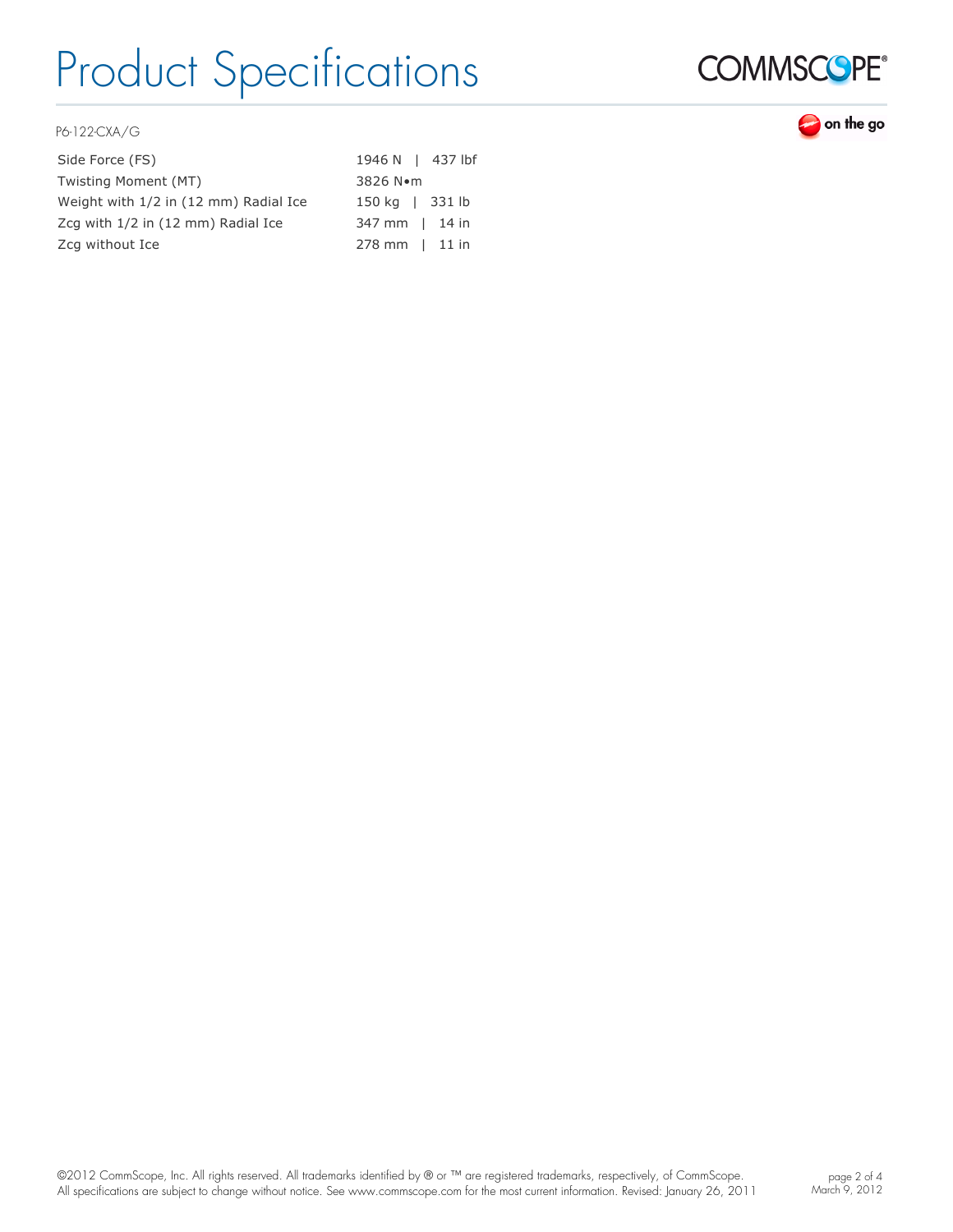P6-122-CXA/G

| | |
|---|---|
| Side Force (FS) | 1946 N \| 437 lbf |
| Twisting Moment (MT) | 3826 N•m |
| Weight with 1/2 in (12 mm) Radial Ice | 150 kg \| 331 lb |
| Zcg with 1/2 in (12 mm) Radial Ice | 347 mm \| 14 in |
| Zcg without Ice | 278 mm \| 11 in |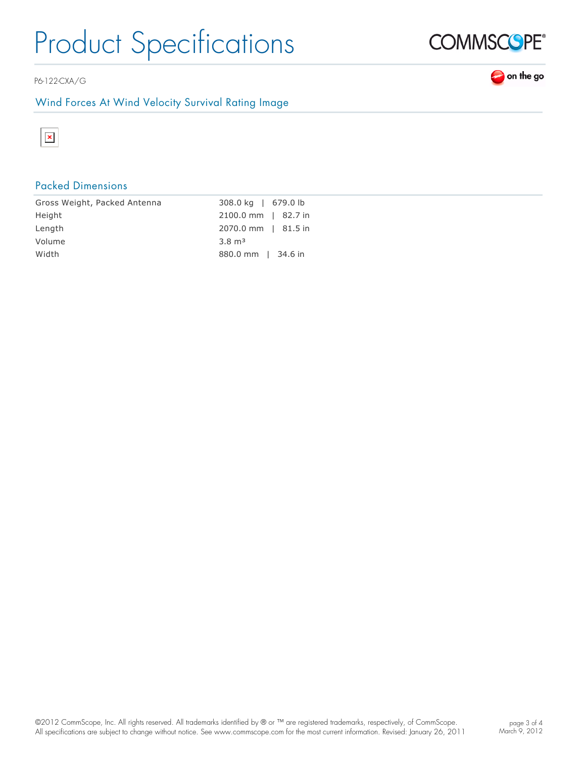# Product Specifications

P6-122-CXA/G

## Wind Forces At Wind Velocity Survival Rating Image

## Packed Dimensions

| | |
|---|---|
| Gross Weight, Packed Antenna | 308.0 kg \| 679.0 lb |
| Height | 2100.0 mm \| 82.7 in |
| Length | 2070.0 mm \| 81.5 in |
| Volume | 3.8 $m^3$ |
| Width | 880.0 mm \| 34.6 in |

©2012 CommScope, Inc. All rights reserved. All trademarks identified by ® or ™ are registered trademarks, respectively, of CommScope. All specifications are subject to change without notice. See www.commscope.com for the most current information. Revised: January 26, 2011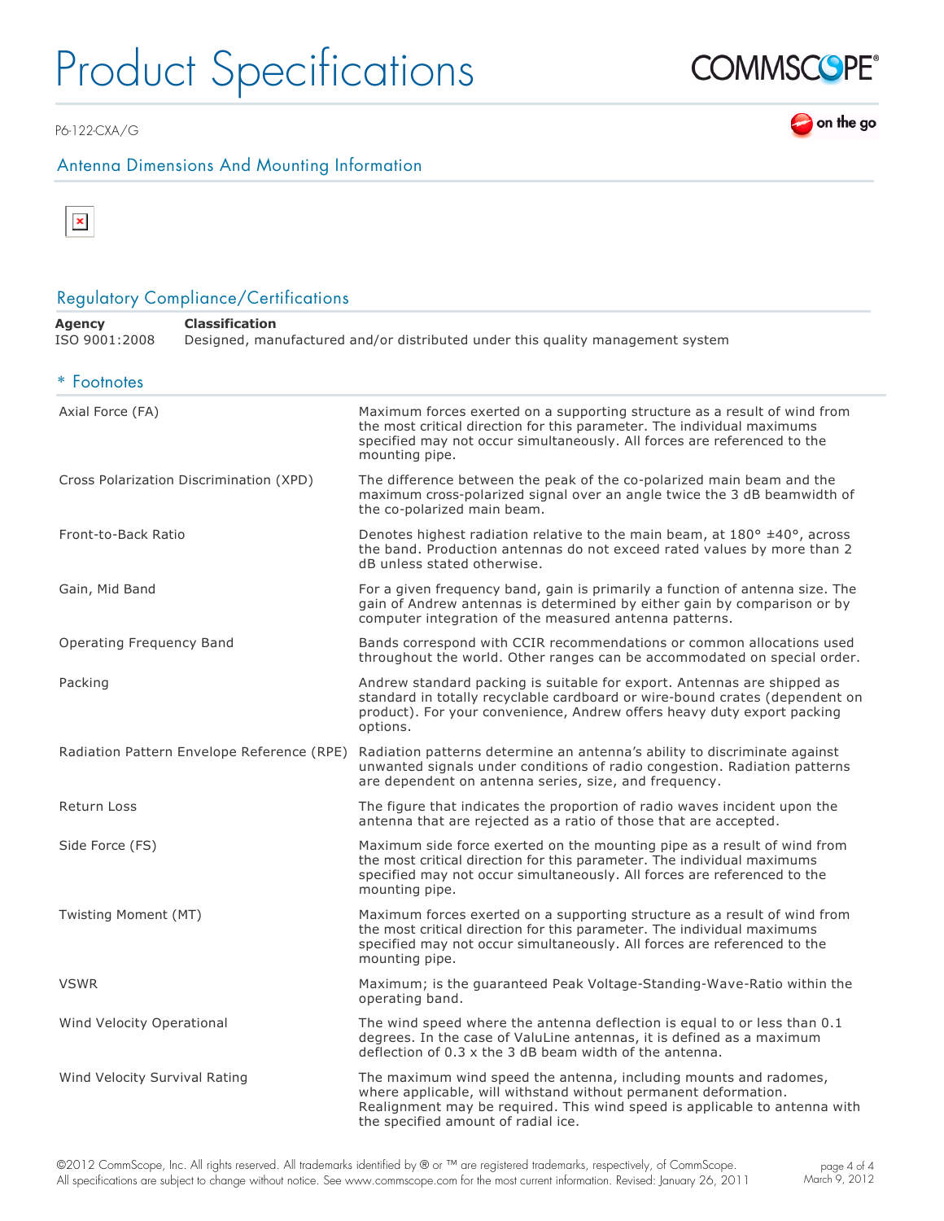# Product Specifications

P6-122-CXA/G

## Antenna Dimensions And Mounting Information

## Regulatory Compliance/Certifications

| **Agency** | **Classification** |
|---|---|
| ISO 9001:2008 | Designed, manufactured and/or distributed under this quality management system |

## * Footnotes

| | |
|---|---|
| Axial Force (FA) | Maximum forces exerted on a supporting structure as a result of wind from the most critical direction for this parameter. The individual maximums specified may not occur simultaneously. All forces are referenced to the mounting pipe. |
| Cross Polarization Discrimination (XPD) | The difference between the peak of the co-polarized main beam and the maximum cross-polarized signal over an angle twice the 3 dB beamwidth of the co-polarized main beam. |
| Front-to-Back Ratio | Denotes highest radiation relative to the main beam, at 180° ±40°, across the band. Production antennas do not exceed rated values by more than 2 dB unless stated otherwise. |
| Gain, Mid Band | For a given frequency band, gain is primarily a function of antenna size. The gain of Andrew antennas is determined by either gain by comparison or by computer integration of the measured antenna patterns. |
| Operating Frequency Band | Bands correspond with CCIR recommendations or common allocations used throughout the world. Other ranges can be accommodated on special order. |
| Packing | Andrew standard packing is suitable for export. Antennas are shipped as standard in totally recyclable cardboard or wire-bound crates (dependent on product). For your convenience, Andrew offers heavy duty export packing options. |
| Radiation Pattern Envelope Reference (RPE) | Radiation patterns determine an antenna's ability to discriminate against unwanted signals under conditions of radio congestion. Radiation patterns are dependent on antenna series, size, and frequency. |
| Return Loss | The figure that indicates the proportion of radio waves incident upon the antenna that are rejected as a ratio of those that are accepted. |
| Side Force (FS) | Maximum side force exerted on the mounting pipe as a result of wind from the most critical direction for this parameter. The individual maximums specified may not occur simultaneously. All forces are referenced to the mounting pipe. |
| Twisting Moment (MT) | Maximum forces exerted on a supporting structure as a result of wind from the most critical direction for this parameter. The individual maximums specified may not occur simultaneously. All forces are referenced to the mounting pipe. |
| VSWR | Maximum; is the guaranteed Peak Voltage-Standing-Wave-Ratio within the operating band. |
| Wind Velocity Operational | The wind speed where the antenna deflection is equal to or less than 0.1 degrees. In the case of ValuLine antennas, it is defined as a maximum deflection of 0.3 x the 3 dB beam width of the antenna. |
| Wind Velocity Survival Rating | The maximum wind speed the antenna, including mounts and radomes, where applicable, will withstand without permanent deformation. Realignment may be required. This wind speed is applicable to antenna with the specified amount of radial ice. |

©2012 CommScope, Inc. All rights reserved. All trademarks identified by ® or ™ are registered trademarks, respectively, of CommScope. All specifications are subject to change without notice. See www.commscope.com for the most current information. Revised: January 26, 2011

March 9, 2012